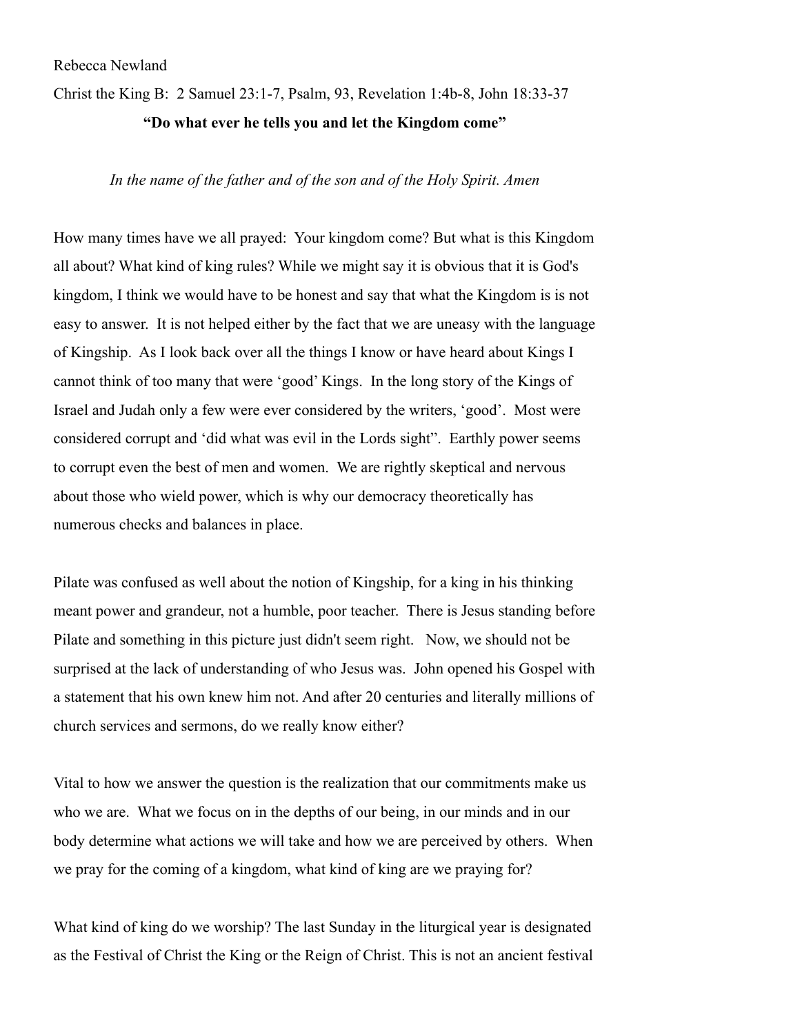Rebecca Newland

Christ the King B: 2 Samuel 23:1-7, Psalm, 93, Revelation 1:4b-8, John 18:33-37

**"Do what ever he tells you and let the Kingdom come"**

*In the name of the father and of the son and of the Holy Spirit. Amen*

How many times have we all prayed: Your kingdom come? But what is this Kingdom all about? What kind of king rules? While we might say it is obvious that it is God's kingdom, I think we would have to be honest and say that what the Kingdom is is not easy to answer. It is not helped either by the fact that we are uneasy with the language of Kingship. As I look back over all the things I know or have heard about Kings I cannot think of too many that were 'good' Kings. In the long story of the Kings of Israel and Judah only a few were ever considered by the writers, 'good'. Most were considered corrupt and 'did what was evil in the Lords sight". Earthly power seems to corrupt even the best of men and women. We are rightly skeptical and nervous about those who wield power, which is why our democracy theoretically has numerous checks and balances in place.

Pilate was confused as well about the notion of Kingship, for a king in his thinking meant power and grandeur, not a humble, poor teacher. There is Jesus standing before Pilate and something in this picture just didn't seem right. Now, we should not be surprised at the lack of understanding of who Jesus was. John opened his Gospel with a statement that his own knew him not. And after 20 centuries and literally millions of church services and sermons, do we really know either?

Vital to how we answer the question is the realization that our commitments make us who we are. What we focus on in the depths of our being, in our minds and in our body determine what actions we will take and how we are perceived by others. When we pray for the coming of a kingdom, what kind of king are we praying for?

What kind of king do we worship? The last Sunday in the liturgical year is designated as the Festival of Christ the King or the Reign of Christ. This is not an ancient festival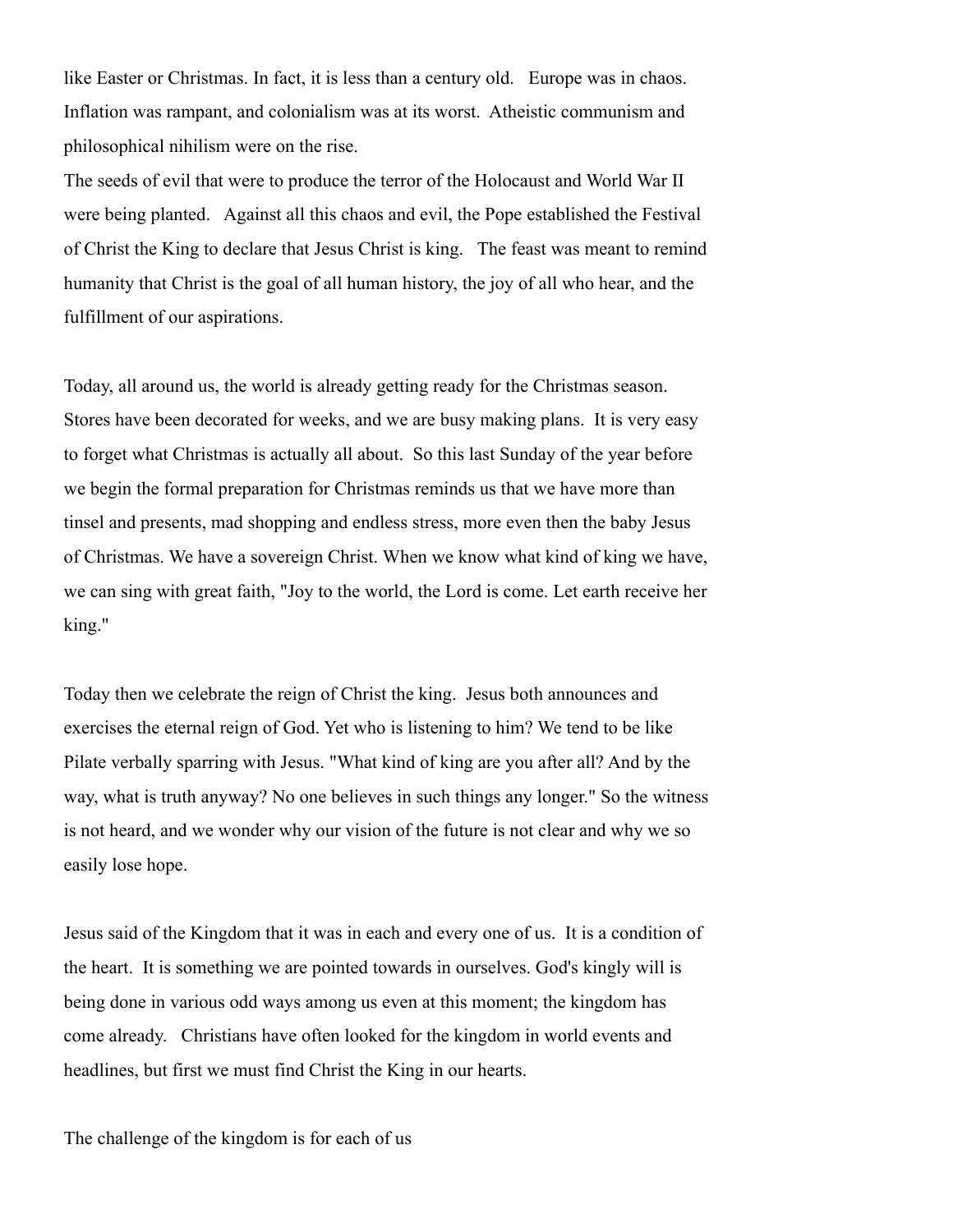like Easter or Christmas. In fact, it is less than a century old. Europe was in chaos. Inflation was rampant, and colonialism was at its worst. Atheistic communism and philosophical nihilism were on the rise.
The seeds of evil that were to produce the terror of the Holocaust and World War II were being planted. Against all this chaos and evil, the Pope established the Festival of Christ the King to declare that Jesus Christ is king. The feast was meant to remind humanity that Christ is the goal of all human history, the joy of all who hear, and the fulfillment of our aspirations.

Today, all around us, the world is already getting ready for the Christmas season. Stores have been decorated for weeks, and we are busy making plans. It is very easy to forget what Christmas is actually all about. So this last Sunday of the year before we begin the formal preparation for Christmas reminds us that we have more than tinsel and presents, mad shopping and endless stress, more even then the baby Jesus of Christmas. We have a sovereign Christ. When we know what kind of king we have, we can sing with great faith, "Joy to the world, the Lord is come. Let earth receive her king."

Today then we celebrate the reign of Christ the king. Jesus both announces and exercises the eternal reign of God. Yet who is listening to him? We tend to be like Pilate verbally sparring with Jesus. "What kind of king are you after all? And by the way, what is truth anyway? No one believes in such things any longer." So the witness is not heard, and we wonder why our vision of the future is not clear and why we so easily lose hope.

Jesus said of the Kingdom that it was in each and every one of us. It is a condition of the heart. It is something we are pointed towards in ourselves. God's kingly will is being done in various odd ways among us even at this moment; the kingdom has come already. Christians have often looked for the kingdom in world events and headlines, but first we must find Christ the King in our hearts.

The challenge of the kingdom is for each of us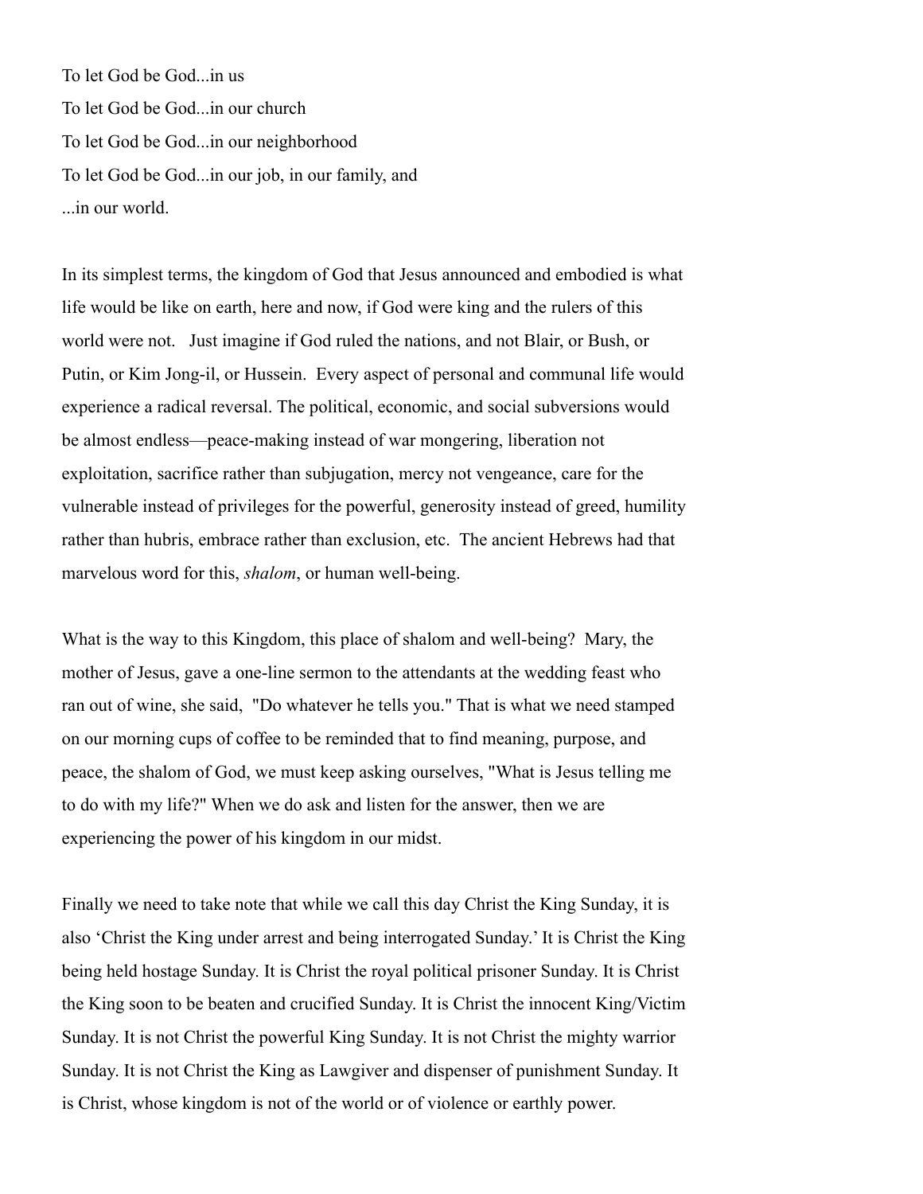To let God be God...in us

To let God be God...in our church

To let God be God...in our neighborhood

To let God be God...in our job, in our family, and

...in our world.

In its simplest terms, the kingdom of God that Jesus announced and embodied is what life would be like on earth, here and now, if God were king and the rulers of this world were not. Just imagine if God ruled the nations, and not Blair, or Bush, or Putin, or Kim Jong-il, or Hussein. Every aspect of personal and communal life would experience a radical reversal. The political, economic, and social subversions would be almost endless—peace-making instead of war mongering, liberation not exploitation, sacrifice rather than subjugation, mercy not vengeance, care for the vulnerable instead of privileges for the powerful, generosity instead of greed, humility rather than hubris, embrace rather than exclusion, etc. The ancient Hebrews had that marvelous word for this, *shalom*, or human well-being.

What is the way to this Kingdom, this place of shalom and well-being? Mary, the mother of Jesus, gave a one-line sermon to the attendants at the wedding feast who ran out of wine, she said, "Do whatever he tells you." That is what we need stamped on our morning cups of coffee to be reminded that to find meaning, purpose, and peace, the shalom of God, we must keep asking ourselves, "What is Jesus telling me to do with my life?" When we do ask and listen for the answer, then we are experiencing the power of his kingdom in our midst.

Finally we need to take note that while we call this day Christ the King Sunday, it is also 'Christ the King under arrest and being interrogated Sunday.' It is Christ the King being held hostage Sunday. It is Christ the royal political prisoner Sunday. It is Christ the King soon to be beaten and crucified Sunday. It is Christ the innocent King/Victim Sunday. It is not Christ the powerful King Sunday. It is not Christ the mighty warrior Sunday. It is not Christ the King as Lawgiver and dispenser of punishment Sunday. It is Christ, whose kingdom is not of the world or of violence or earthly power.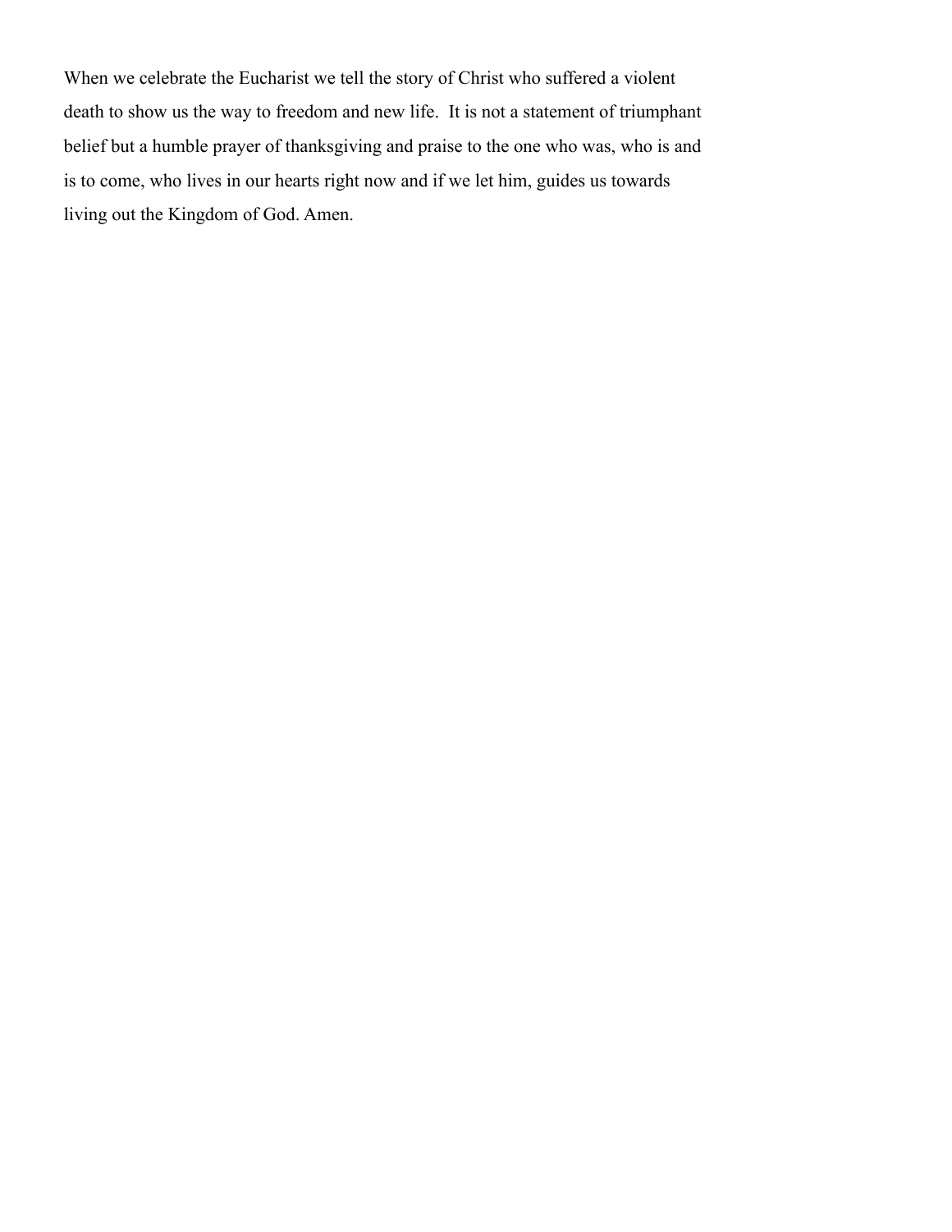When we celebrate the Eucharist we tell the story of Christ who suffered a violent death to show us the way to freedom and new life.  It is not a statement of triumphant belief but a humble prayer of thanksgiving and praise to the one who was, who is and is to come, who lives in our hearts right now and if we let him, guides us towards living out the Kingdom of God. Amen.